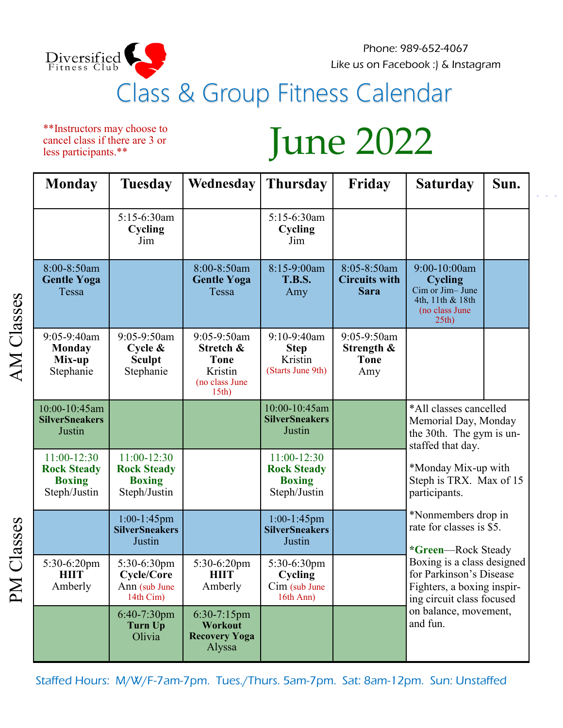Diversified Fitness Club

Phone: 989-652-4067
Like us on Facebook :) & Instagram

# Class & Group Fitness Calendar

**Instructors may choose to cancel class if there are 3 or less participants.**

# June 2022

| | Monday | Tuesday | Wednesday | Thursday | Friday | Saturday | Sun. |
|---|---|---|---|---|---|---|---|
| AM Classes | | 5:15-6:30am **Cycling** Jim | | 5:15-6:30am **Cycling** Jim | | | |
| AM Classes | 8:00-8:50am **Gentle Yoga** Tessa | | 8:00-8:50am **Gentle Yoga** Tessa | 8:15-9:00am **T.B.S.** Amy | 8:05-8:50am **Circuits with Sara** | 9:00-10:00am **Cycling** Cim or Jim– June 4th, 11th & 18th (no class June 25th) | |
| AM Classes | 9:05-9:40am **Monday Mix-up** Stephanie | 9:05-9:50am **Cycle & Sculpt** Stephanie | 9:05-9:50am **Stretch & Tone** Kristin (no class June 15th) | 9:10-9:40am **Step** Kristin (Starts June 9th) | 9:05-9:50am **Strength & Tone** Amy | | |
| AM Classes | 10:00-10:45am **SilverSneakers** Justin | | | 10:00-10:45am **SilverSneakers** Justin | | | |
| PM Classes | 11:00-12:30 **Rock Steady Boxing** Steph/Justin | 11:00-12:30 **Rock Steady Boxing** Steph/Justin | | 11:00-12:30 **Rock Steady Boxing** Steph/Justin | | | |
| PM Classes | | 1:00-1:45pm **SilverSneakers** Justin | | 1:00-1:45pm **SilverSneakers** Justin | | | |
| PM Classes | 5:30-6:20pm **HIIT** Amberly | 5:30-6:30pm **Cycle/Core** Ann (sub June 14th Cim) | 5:30-6:20pm **HIIT** Amberly | 5:30-6:30pm **Cycling** Cim (sub June 16th Ann) | | | |
| PM Classes | | 6:40-7:30pm **Turn Up** Olivia | 6:30-7:15pm **Workout Recovery Yoga** Alyssa | | | | |

*All classes cancelled Memorial Day, Monday the 30th. The gym is unstaffed that day.

*Monday Mix-up with Steph is TRX. Max of 15 participants.

*Nonmembers drop in rate for classes is $5.

***Green**—Rock Steady Boxing is a class designed for Parkinson's Disease Fighters, a boxing inspiring circuit class focused on balance, movement, and fun.

Staffed Hours: M/W/F-7am-7pm. Tues./Thurs. 5am-7pm. Sat: 8am-12pm. Sun: Unstaffed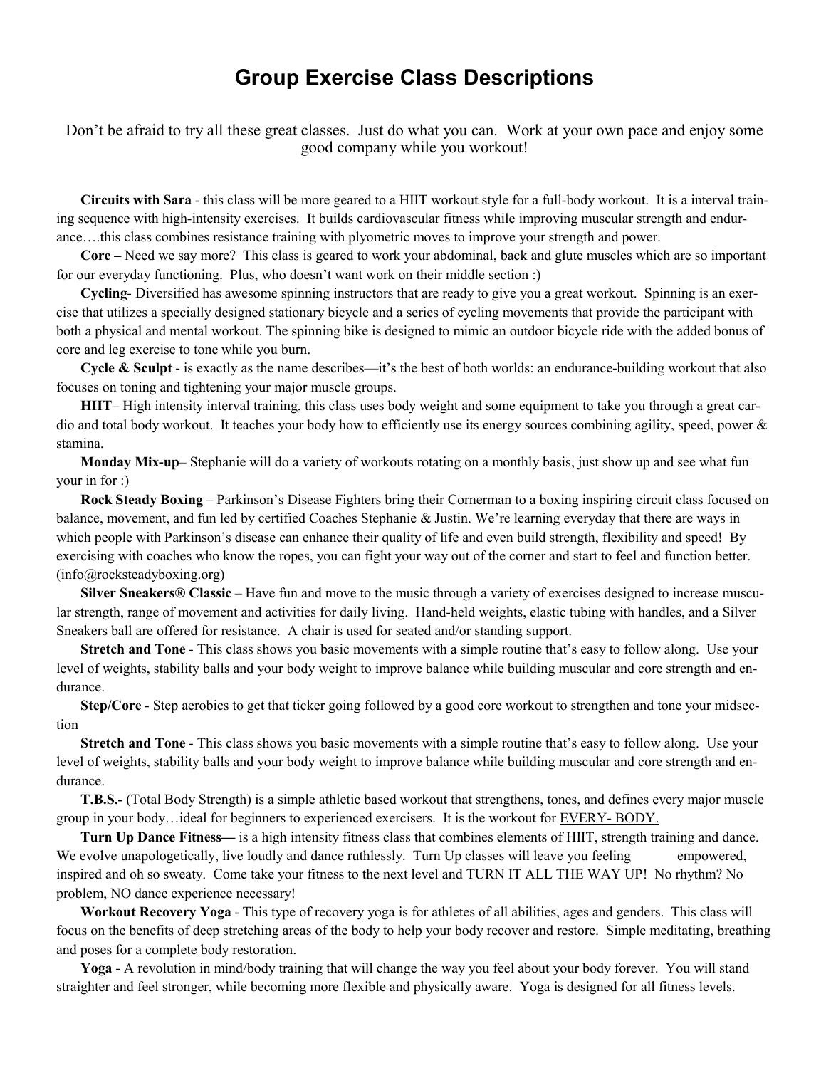# Group Exercise Class Descriptions

Don't be afraid to try all these great classes. Just do what you can. Work at your own pace and enjoy some good company while you workout!

**Circuits with Sara** - this class will be more geared to a HIIT workout style for a full-body workout. It is a interval training sequence with high-intensity exercises. It builds cardiovascular fitness while improving muscular strength and endurance….this class combines resistance training with plyometric moves to improve your strength and power.

**Core –** Need we say more? This class is geared to work your abdominal, back and glute muscles which are so important for our everyday functioning. Plus, who doesn't want work on their middle section :)

**Cycling**- Diversified has awesome spinning instructors that are ready to give you a great workout. Spinning is an exercise that utilizes a specially designed stationary bicycle and a series of cycling movements that provide the participant with both a physical and mental workout. The spinning bike is designed to mimic an outdoor bicycle ride with the added bonus of core and leg exercise to tone while you burn.

**Cycle & Sculpt** - is exactly as the name describes—it's the best of both worlds: an endurance-building workout that also focuses on toning and tightening your major muscle groups.

**HIIT**– High intensity interval training, this class uses body weight and some equipment to take you through a great cardio and total body workout. It teaches your body how to efficiently use its energy sources combining agility, speed, power & stamina.

**Monday Mix-up**– Stephanie will do a variety of workouts rotating on a monthly basis, just show up and see what fun your in for :)

**Rock Steady Boxing** – Parkinson's Disease Fighters bring their Cornerman to a boxing inspiring circuit class focused on balance, movement, and fun led by certified Coaches Stephanie & Justin. We're learning everyday that there are ways in which people with Parkinson's disease can enhance their quality of life and even build strength, flexibility and speed! By exercising with coaches who know the ropes, you can fight your way out of the corner and start to feel and function better. (info@rocksteadyboxing.org)

**Silver Sneakers® Classic** – Have fun and move to the music through a variety of exercises designed to increase muscular strength, range of movement and activities for daily living. Hand-held weights, elastic tubing with handles, and a Silver Sneakers ball are offered for resistance. A chair is used for seated and/or standing support.

**Stretch and Tone** - This class shows you basic movements with a simple routine that's easy to follow along. Use your level of weights, stability balls and your body weight to improve balance while building muscular and core strength and endurance.

**Step/Core** - Step aerobics to get that ticker going followed by a good core workout to strengthen and tone your midsection

**Stretch and Tone** - This class shows you basic movements with a simple routine that's easy to follow along. Use your level of weights, stability balls and your body weight to improve balance while building muscular and core strength and endurance.

**T.B.S.-** (Total Body Strength) is a simple athletic based workout that strengthens, tones, and defines every major muscle group in your body…ideal for beginners to experienced exercisers. It is the workout for EVERY- BODY.

**Turn Up Dance Fitness—** is a high intensity fitness class that combines elements of HIIT, strength training and dance. We evolve unapologetically, live loudly and dance ruthlessly. Turn Up classes will leave you feeling empowered, inspired and oh so sweaty. Come take your fitness to the next level and TURN IT ALL THE WAY UP! No rhythm? No problem, NO dance experience necessary!

**Workout Recovery Yoga** - This type of recovery yoga is for athletes of all abilities, ages and genders. This class will focus on the benefits of deep stretching areas of the body to help your body recover and restore. Simple meditating, breathing and poses for a complete body restoration.

**Yoga** - A revolution in mind/body training that will change the way you feel about your body forever. You will stand straighter and feel stronger, while becoming more flexible and physically aware. Yoga is designed for all fitness levels.